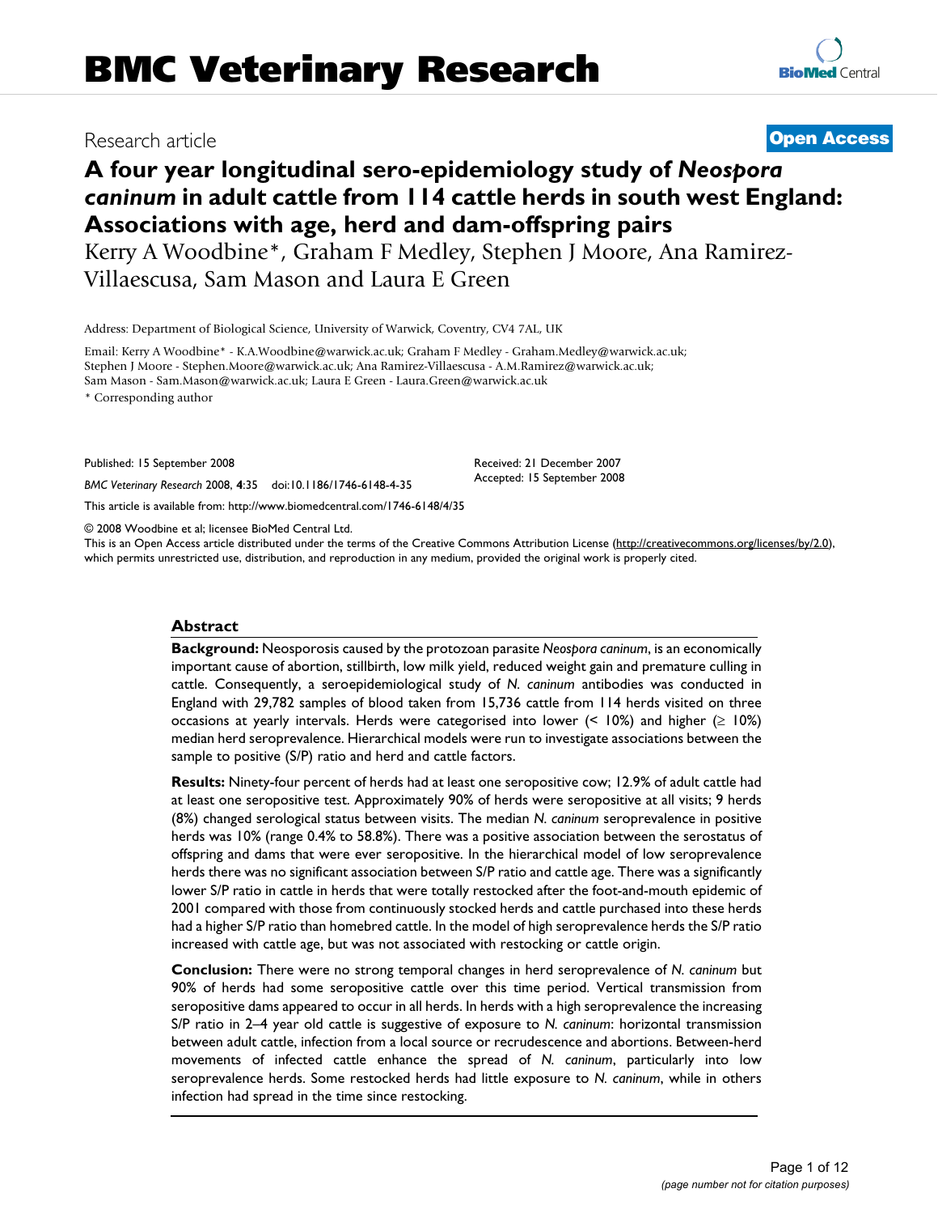# BMC Veterinary Research

Research article **Open Access**

# A four year longitudinal sero-epidemiology study of *Neospora caninum* in adult cattle from 114 cattle herds in south west England: Associations with age, herd and dam-offspring pairs

Kerry A Woodbine*, Graham F Medley, Stephen J Moore, Ana Ramirez-Villaescusa, Sam Mason and Laura E Green

Address: Department of Biological Science, University of Warwick, Coventry, CV4 7AL, UK

Email: Kerry A Woodbine* - K.A.Woodbine@warwick.ac.uk; Graham F Medley - Graham.Medley@warwick.ac.uk; Stephen J Moore - Stephen.Moore@warwick.ac.uk; Ana Ramirez-Villaescusa - A.M.Ramirez@warwick.ac.uk; Sam Mason - Sam.Mason@warwick.ac.uk; Laura E Green - Laura.Green@warwick.ac.uk

* Corresponding author

Published: 15 September 2008

*BMC Veterinary Research* 2008, **4**:35 doi:10.1186/1746-6148-4-35

Received: 21 December 2007
Accepted: 15 September 2008

This article is available from: http://www.biomedcentral.com/1746-6148/4/35

© 2008 Woodbine et al; licensee BioMed Central Ltd.
This is an Open Access article distributed under the terms of the Creative Commons Attribution License (http://creativecommons.org/licenses/by/2.0), which permits unrestricted use, distribution, and reproduction in any medium, provided the original work is properly cited.

## Abstract

**Background:** Neosporosis caused by the protozoan parasite *Neospora caninum*, is an economically important cause of abortion, stillbirth, low milk yield, reduced weight gain and premature culling in cattle. Consequently, a seroepidemiological study of *N. caninum* antibodies was conducted in England with 29,782 samples of blood taken from 15,736 cattle from 114 herds visited on three occasions at yearly intervals. Herds were categorised into lower (< 10%) and higher (≥ 10%) median herd seroprevalence. Hierarchical models were run to investigate associations between the sample to positive (S/P) ratio and herd and cattle factors.

**Results:** Ninety-four percent of herds had at least one seropositive cow; 12.9% of adult cattle had at least one seropositive test. Approximately 90% of herds were seropositive at all visits; 9 herds (8%) changed serological status between visits. The median *N. caninum* seroprevalence in positive herds was 10% (range 0.4% to 58.8%). There was a positive association between the serostatus of offspring and dams that were ever seropositive. In the hierarchical model of low seroprevalence herds there was no significant association between S/P ratio and cattle age. There was a significantly lower S/P ratio in cattle in herds that were totally restocked after the foot-and-mouth epidemic of 2001 compared with those from continuously stocked herds and cattle purchased into these herds had a higher S/P ratio than homebred cattle. In the model of high seroprevalence herds the S/P ratio increased with cattle age, but was not associated with restocking or cattle origin.

**Conclusion:** There were no strong temporal changes in herd seroprevalence of *N. caninum* but 90% of herds had some seropositive cattle over this time period. Vertical transmission from seropositive dams appeared to occur in all herds. In herds with a high seroprevalence the increasing S/P ratio in 2–4 year old cattle is suggestive of exposure to *N. caninum*: horizontal transmission between adult cattle, infection from a local source or recrudescence and abortions. Between-herd movements of infected cattle enhance the spread of *N. caninum*, particularly into low seroprevalence herds. Some restocked herds had little exposure to *N. caninum*, while in others infection had spread in the time since restocking.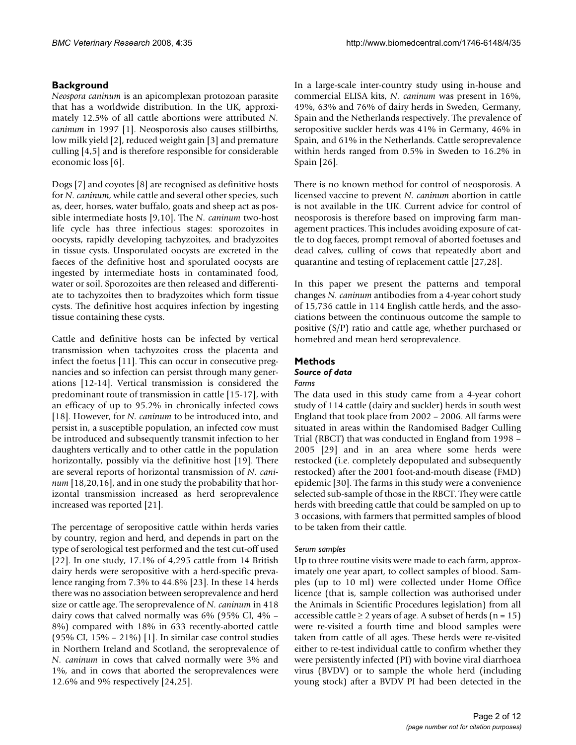## Background

*Neospora caninum* is an apicomplexan protozoan parasite that has a worldwide distribution. In the UK, approximately 12.5% of all cattle abortions were attributed *N. caninum* in 1997 [1]. Neosporosis also causes stillbirths, low milk yield [2], reduced weight gain [3] and premature culling [4,5] and is therefore responsible for considerable economic loss [6].

Dogs [7] and coyotes [8] are recognised as definitive hosts for *N. caninum*, while cattle and several other species, such as, deer, horses, water buffalo, goats and sheep act as possible intermediate hosts [9,10]. The *N. caninum* two-host life cycle has three infectious stages: sporozoites in oocysts, rapidly developing tachyzoites, and bradyzoites in tissue cysts. Unsporulated oocysts are excreted in the faeces of the definitive host and sporulated oocysts are ingested by intermediate hosts in contaminated food, water or soil. Sporozoites are then released and differentiate to tachyzoites then to bradyzoites which form tissue cysts. The definitive host acquires infection by ingesting tissue containing these cysts.

Cattle and definitive hosts can be infected by vertical transmission when tachyzoites cross the placenta and infect the foetus [11]. This can occur in consecutive pregnancies and so infection can persist through many generations [12-14]. Vertical transmission is considered the predominant route of transmission in cattle [15-17], with an efficacy of up to 95.2% in chronically infected cows [18]. However, for *N. caninum* to be introduced into, and persist in, a susceptible population, an infected cow must be introduced and subsequently transmit infection to her daughters vertically and to other cattle in the population horizontally, possibly via the definitive host [19]. There are several reports of horizontal transmission of *N. caninum* [18,20,16], and in one study the probability that horizontal transmission increased as herd seroprevalence increased was reported [21].

The percentage of seropositive cattle within herds varies by country, region and herd, and depends in part on the type of serological test performed and the test cut-off used [22]. In one study, 17.1% of 4,295 cattle from 14 British dairy herds were seropositive with a herd-specific prevalence ranging from 7.3% to 44.8% [23]. In these 14 herds there was no association between seroprevalence and herd size or cattle age. The seroprevalence of *N. caninum* in 418 dairy cows that calved normally was 6% (95% CI, 4% – 8%) compared with 18% in 633 recently-aborted cattle (95% CI, 15% – 21%) [1]. In similar case control studies in Northern Ireland and Scotland, the seroprevalence of *N. caninum* in cows that calved normally were 3% and 1%, and in cows that aborted the seroprevalences were 12.6% and 9% respectively [24,25].

In a large-scale inter-country study using in-house and commercial ELISA kits, *N. caninum* was present in 16%, 49%, 63% and 76% of dairy herds in Sweden, Germany, Spain and the Netherlands respectively. The prevalence of seropositive suckler herds was 41% in Germany, 46% in Spain, and 61% in the Netherlands. Cattle seroprevalence within herds ranged from 0.5% in Sweden to 16.2% in Spain [26].

There is no known method for control of neosporosis. A licensed vaccine to prevent *N. caninum* abortion in cattle is not available in the UK. Current advice for control of neosporosis is therefore based on improving farm management practices. This includes avoiding exposure of cattle to dog faeces, prompt removal of aborted foetuses and dead calves, culling of cows that repeatedly abort and quarantine and testing of replacement cattle [27,28].

In this paper we present the patterns and temporal changes *N. caninum* antibodies from a 4-year cohort study of 15,736 cattle in 114 English cattle herds, and the associations between the continuous outcome the sample to positive (S/P) ratio and cattle age, whether purchased or homebred and mean herd seroprevalence.

## Methods

### *Source of data*

#### *Farms*

The data used in this study came from a 4-year cohort study of 114 cattle (dairy and suckler) herds in south west England that took place from 2002 – 2006. All farms were situated in areas within the Randomised Badger Culling Trial (RBCT) that was conducted in England from 1998 – 2005 [29] and in an area where some herds were restocked (i.e. completely depopulated and subsequently restocked) after the 2001 foot-and-mouth disease (FMD) epidemic [30]. The farms in this study were a convenience selected sub-sample of those in the RBCT. They were cattle herds with breeding cattle that could be sampled on up to 3 occasions, with farmers that permitted samples of blood to be taken from their cattle.

#### *Serum samples*

Up to three routine visits were made to each farm, approximately one year apart, to collect samples of blood. Samples (up to 10 ml) were collected under Home Office licence (that is, sample collection was authorised under the Animals in Scientific Procedures legislation) from all accessible cattle ≥ 2 years of age. A subset of herds (n = 15) were re-visited a fourth time and blood samples were taken from cattle of all ages. These herds were re-visited either to re-test individual cattle to confirm whether they were persistently infected (PI) with bovine viral diarrhoea virus (BVDV) or to sample the whole herd (including young stock) after a BVDV PI had been detected in the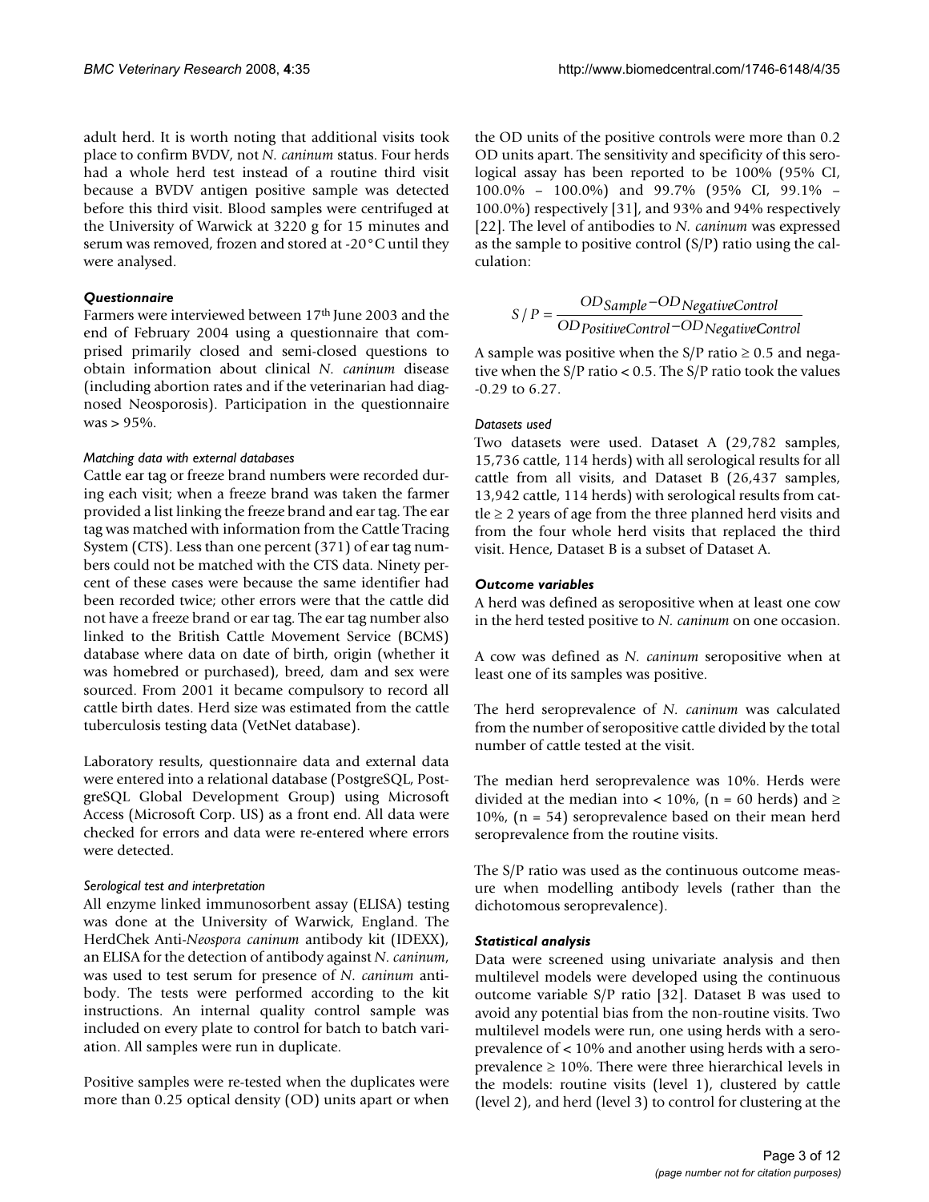adult herd. It is worth noting that additional visits took place to confirm BVDV, not *N. caninum* status. Four herds had a whole herd test instead of a routine third visit because a BVDV antigen positive sample was detected before this third visit. Blood samples were centrifuged at the University of Warwick at 3220 g for 15 minutes and serum was removed, frozen and stored at -20°C until they were analysed.

### *Questionnaire*

Farmers were interviewed between 17th June 2003 and the end of February 2004 using a questionnaire that comprised primarily closed and semi-closed questions to obtain information about clinical *N. caninum* disease (including abortion rates and if the veterinarian had diagnosed Neosporosis). Participation in the questionnaire was > 95%.

#### *Matching data with external databases*

Cattle ear tag or freeze brand numbers were recorded during each visit; when a freeze brand was taken the farmer provided a list linking the freeze brand and ear tag. The ear tag was matched with information from the Cattle Tracing System (CTS). Less than one percent (371) of ear tag numbers could not be matched with the CTS data. Ninety percent of these cases were because the same identifier had been recorded twice; other errors were that the cattle did not have a freeze brand or ear tag. The ear tag number also linked to the British Cattle Movement Service (BCMS) database where data on date of birth, origin (whether it was homebred or purchased), breed, dam and sex were sourced. From 2001 it became compulsory to record all cattle birth dates. Herd size was estimated from the cattle tuberculosis testing data (VetNet database).

Laboratory results, questionnaire data and external data were entered into a relational database (PostgreSQL, PostgreSQL Global Development Group) using Microsoft Access (Microsoft Corp. US) as a front end. All data were checked for errors and data were re-entered where errors were detected.

#### *Serological test and interpretation*

All enzyme linked immunosorbent assay (ELISA) testing was done at the University of Warwick, England. The HerdChek Anti-*Neospora caninum* antibody kit (IDEXX), an ELISA for the detection of antibody against *N. caninum*, was used to test serum for presence of *N. caninum* antibody. The tests were performed according to the kit instructions. An internal quality control sample was included on every plate to control for batch to batch variation. All samples were run in duplicate.

Positive samples were re-tested when the duplicates were more than 0.25 optical density (OD) units apart or when the OD units of the positive controls were more than 0.2 OD units apart. The sensitivity and specificity of this serological assay has been reported to be 100% (95% CI, 100.0% – 100.0%) and 99.7% (95% CI, 99.1% – 100.0%) respectively [31], and 93% and 94% respectively [22]. The level of antibodies to *N. caninum* was expressed as the sample to positive control (S/P) ratio using the calculation:

$$S/P = \frac{OD_{Sample} - OD_{NegativeControl}}{OD_{PositiveControl} - OD_{NegativeControl}}$$

A sample was positive when the S/P ratio ≥ 0.5 and negative when the S/P ratio < 0.5. The S/P ratio took the values -0.29 to 6.27.

#### *Datasets used*

Two datasets were used. Dataset A (29,782 samples, 15,736 cattle, 114 herds) with all serological results for all cattle from all visits, and Dataset B (26,437 samples, 13,942 cattle, 114 herds) with serological results from cattle ≥ 2 years of age from the three planned herd visits and from the four whole herd visits that replaced the third visit. Hence, Dataset B is a subset of Dataset A.

### *Outcome variables*

A herd was defined as seropositive when at least one cow in the herd tested positive to *N. caninum* on one occasion.

A cow was defined as *N. caninum* seropositive when at least one of its samples was positive.

The herd seroprevalence of *N. caninum* was calculated from the number of seropositive cattle divided by the total number of cattle tested at the visit.

The median herd seroprevalence was 10%. Herds were divided at the median into < 10%, (n = 60 herds) and ≥ 10%, (n = 54) seroprevalence based on their mean herd seroprevalence from the routine visits.

The S/P ratio was used as the continuous outcome measure when modelling antibody levels (rather than the dichotomous seroprevalence).

### *Statistical analysis*

Data were screened using univariate analysis and then multilevel models were developed using the continuous outcome variable S/P ratio [32]. Dataset B was used to avoid any potential bias from the non-routine visits. Two multilevel models were run, one using herds with a seroprevalence of < 10% and another using herds with a seroprevalence ≥ 10%. There were three hierarchical levels in the models: routine visits (level 1), clustered by cattle (level 2), and herd (level 3) to control for clustering at the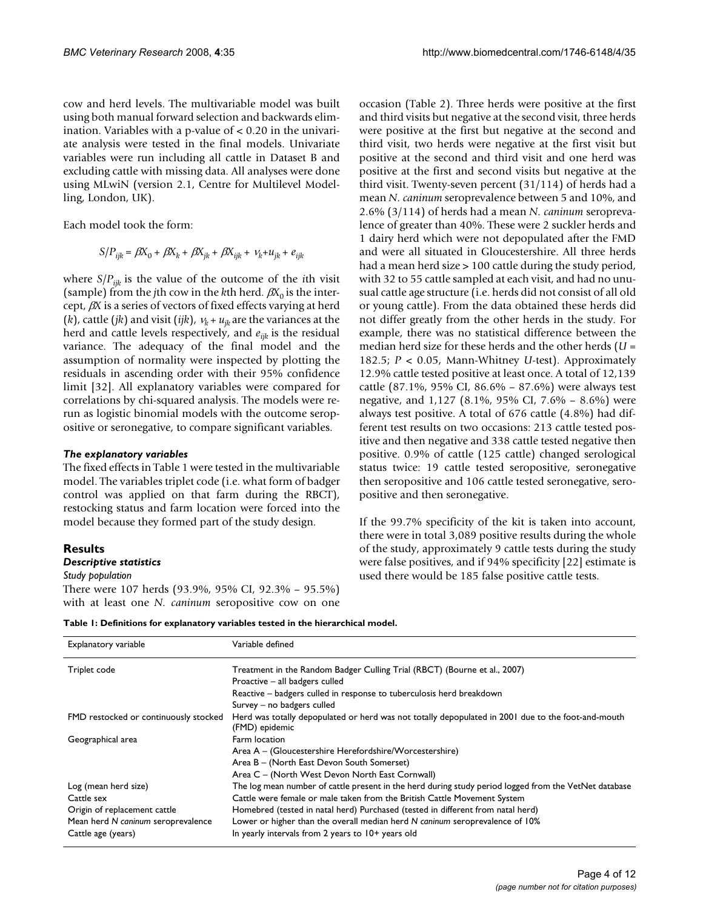cow and herd levels. The multivariable model was built using both manual forward selection and backwards elimination. Variables with a p-value of < 0.20 in the univariate analysis were tested in the final models. Univariate variables were run including all cattle in Dataset B and excluding cattle with missing data. All analyses were done using MLwiN (version 2.1, Centre for Multilevel Modelling, London, UK).

Each model took the form:

$$S/P_{ijk} = \beta X_0 + \beta X_k + \beta X_{jk} + \beta X_{ijk} + v_k + u_{jk} + e_{ijk}$$

where $S/P_{ijk}$ is the value of the outcome of the *i*th visit (sample) from the *j*th cow in the *k*th herd. $\beta X_0$ is the intercept, $\beta X$ is a series of vectors of fixed effects varying at herd ($k$), cattle ($jk$) and visit ($ijk$), $v_k + u_{jk}$ are the variances at the herd and cattle levels respectively, and $e_{ijk}$ is the residual variance. The adequacy of the final model and the assumption of normality were inspected by plotting the residuals in ascending order with their 95% confidence limit [32]. All explanatory variables were compared for correlations by chi-squared analysis. The models were re-run as logistic binomial models with the outcome seropositive or seronegative, to compare significant variables.

### *The explanatory variables*

The fixed effects in Table 1 were tested in the multivariable model. The variables triplet code (i.e. what form of badger control was applied on that farm during the RBCT), restocking status and farm location were forced into the model because they formed part of the study design.

## Results

### *Descriptive statistics*

#### *Study population*

There were 107 herds (93.9%, 95% CI, 92.3% – 95.5%) with at least one *N. caninum* seropositive cow on one occasion (Table 2). Three herds were positive at the first and third visits but negative at the second visit, three herds were positive at the first but negative at the second and third visit, two herds were negative at the first visit but positive at the second and third visit and one herd was positive at the first and second visits but negative at the third visit. Twenty-seven percent (31/114) of herds had a mean *N. caninum* seroprevalence between 5 and 10%, and 2.6% (3/114) of herds had a mean *N. caninum* seroprevalence of greater than 40%. These were 2 suckler herds and 1 dairy herd which were not depopulated after the FMD and were all situated in Gloucestershire. All three herds had a mean herd size > 100 cattle during the study period, with 32 to 55 cattle sampled at each visit, and had no unusual cattle age structure (i.e. herds did not consist of all old or young cattle). From the data obtained these herds did not differ greatly from the other herds in the study. For example, there was no statistical difference between the median herd size for these herds and the other herds ($U$ = 182.5; $P < 0.05$, Mann-Whitney $U$-test). Approximately 12.9% cattle tested positive at least once. A total of 12,139 cattle (87.1%, 95% CI, 86.6% – 87.6%) were always test negative, and 1,127 (8.1%, 95% CI, 7.6% – 8.6%) were always test positive. A total of 676 cattle (4.8%) had different test results on two occasions: 213 cattle tested positive and then negative and 338 cattle tested negative then positive. 0.9% of cattle (125 cattle) changed serological status twice: 19 cattle tested seropositive, seronegative then seropositive and 106 cattle tested seronegative, seropositive and then seronegative.

If the 99.7% specificity of the kit is taken into account, there were in total 3,089 positive results during the whole of the study, approximately 9 cattle tests during the study were false positives, and if 94% specificity [22] estimate is used there would be 185 false positive cattle tests.

**Table 1: Definitions for explanatory variables tested in the hierarchical model.**

| Explanatory variable | Variable defined |
| --- | --- |
| Triplet code | Treatment in the Random Badger Culling Trial (RBCT) (Bourne et al., 2007) |
| | Proactive – all badgers culled |
| | Reactive – badgers culled in response to tuberculosis herd breakdown |
| | Survey – no badgers culled |
| FMD restocked or continuously stocked | Herd was totally depopulated or herd was not totally depopulated in 2001 due to the foot-and-mouth (FMD) epidemic |
| Geographical area | Farm location |
| | Area A – (Gloucestershire Herefordshire/Worcestershire) |
| | Area B – (North East Devon South Somerset) |
| | Area C – (North West Devon North East Cornwall) |
| Log (mean herd size) | The log mean number of cattle present in the herd during study period logged from the VetNet database |
| Cattle sex | Cattle were female or male taken from the British Cattle Movement System |
| Origin of replacement cattle | Homebred (tested in natal herd) Purchased (tested in different from natal herd) |
| Mean herd *N caninum* seroprevalence | Lower or higher than the overall median herd *N caninum* seroprevalence of 10% |
| Cattle age (years) | In yearly intervals from 2 years to 10+ years old |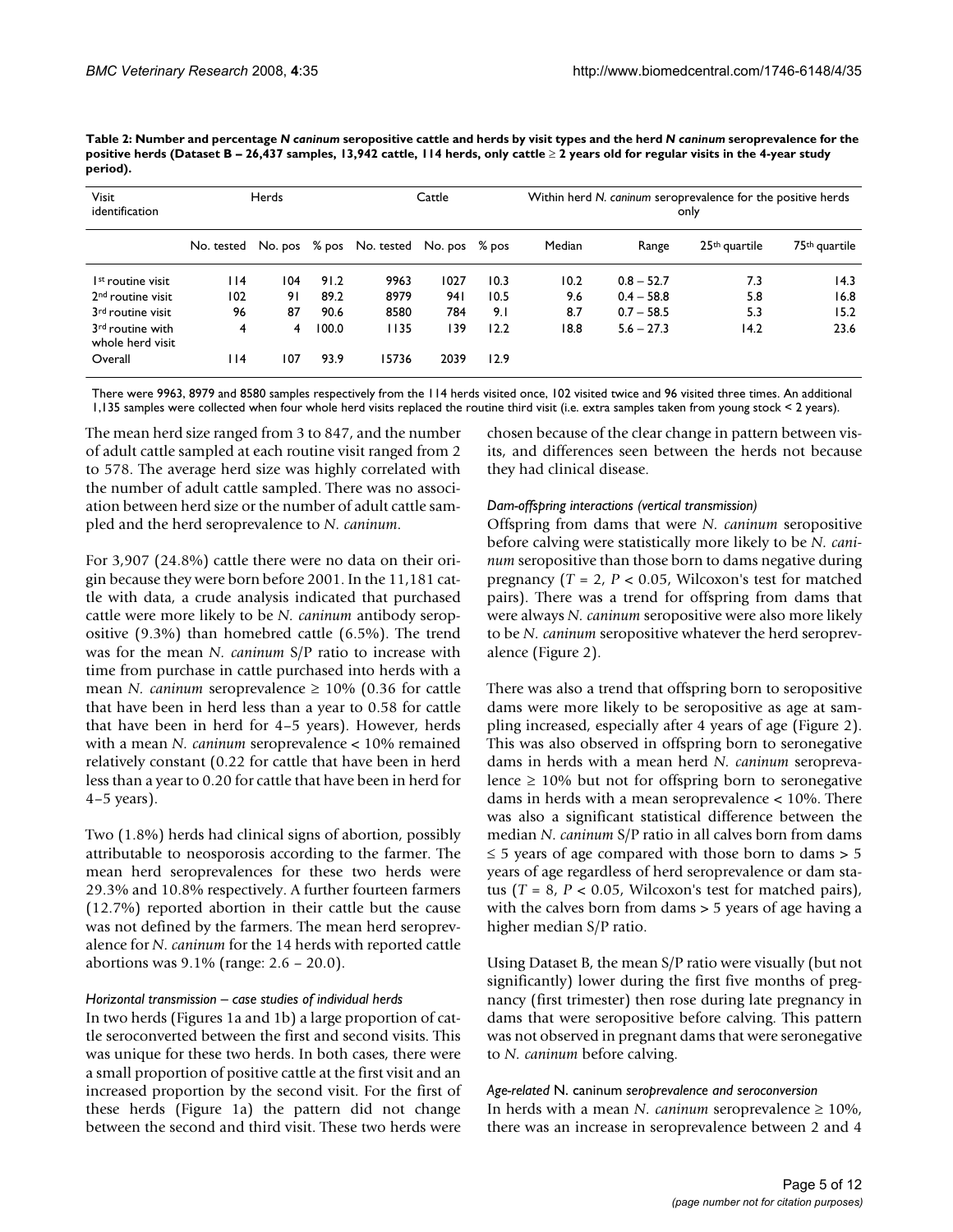**Table 2: Number and percentage *N caninum* seropositive cattle and herds by visit types and the herd *N caninum* seroprevalence for the positive herds (Dataset B – 26,437 samples, 13,942 cattle, 114 herds, only cattle ≥ 2 years old for regular visits in the 4-year study period).**

| Visit identification | Herds | | | Cattle | | | Within herd *N. caninum* seroprevalence for the positive herds only | | | |
|---|---|---|---|---|---|---|---|---|---|---|
| | No. tested | No. pos | % pos | No. tested | No. pos | % pos | Median | Range | 25th quartile | 75th quartile |
| 1st routine visit | 114 | 104 | 91.2 | 9963 | 1027 | 10.3 | 10.2 | 0.8 – 52.7 | 7.3 | 14.3 |
| 2nd routine visit | 102 | 91 | 89.2 | 8979 | 941 | 10.5 | 9.6 | 0.4 – 58.8 | 5.8 | 16.8 |
| 3rd routine visit | 96 | 87 | 90.6 | 8580 | 784 | 9.1 | 8.7 | 0.7 – 58.5 | 5.3 | 15.2 |
| 3rd routine with whole herd visit | 4 | 4 | 100.0 | 1135 | 139 | 12.2 | 18.8 | 5.6 – 27.3 | 14.2 | 23.6 |
| Overall | 114 | 107 | 93.9 | 15736 | 2039 | 12.9 | | | | |

There were 9963, 8979 and 8580 samples respectively from the 114 herds visited once, 102 visited twice and 96 visited three times. An additional 1,135 samples were collected when four whole herd visits replaced the routine third visit (i.e. extra samples taken from young stock < 2 years).

The mean herd size ranged from 3 to 847, and the number of adult cattle sampled at each routine visit ranged from 2 to 578. The average herd size was highly correlated with the number of adult cattle sampled. There was no association between herd size or the number of adult cattle sampled and the herd seroprevalence to *N. caninum*.

For 3,907 (24.8%) cattle there were no data on their origin because they were born before 2001. In the 11,181 cattle with data, a crude analysis indicated that purchased cattle were more likely to be *N. caninum* antibody seropositive (9.3%) than homebred cattle (6.5%). The trend was for the mean *N. caninum* S/P ratio to increase with time from purchase in cattle purchased into herds with a mean *N. caninum* seroprevalence ≥ 10% (0.36 for cattle that have been in herd less than a year to 0.58 for cattle that have been in herd for 4–5 years). However, herds with a mean *N. caninum* seroprevalence < 10% remained relatively constant (0.22 for cattle that have been in herd less than a year to 0.20 for cattle that have been in herd for 4–5 years).

Two (1.8%) herds had clinical signs of abortion, possibly attributable to neosporosis according to the farmer. The mean herd seroprevalences for these two herds were 29.3% and 10.8% respectively. A further fourteen farmers (12.7%) reported abortion in their cattle but the cause was not defined by the farmers. The mean herd seroprevalence for *N. caninum* for the 14 herds with reported cattle abortions was 9.1% (range: 2.6 – 20.0).

### *Horizontal transmission – case studies of individual herds*

In two herds (Figures 1a and 1b) a large proportion of cattle seroconverted between the first and second visits. This was unique for these two herds. In both cases, there were a small proportion of positive cattle at the first visit and an increased proportion by the second visit. For the first of these herds (Figure 1a) the pattern did not change between the second and third visit. These two herds were chosen because of the clear change in pattern between visits, and differences seen between the herds not because they had clinical disease.

### *Dam-offspring interactions (vertical transmission)*

Offspring from dams that were *N. caninum* seropositive before calving were statistically more likely to be *N. caninum* seropositive than those born to dams negative during pregnancy ($T = 2$, $P < 0.05$, Wilcoxon's test for matched pairs). There was a trend for offspring from dams that were always *N. caninum* seropositive were also more likely to be *N. caninum* seropositive whatever the herd seroprevalence (Figure 2).

There was also a trend that offspring born to seropositive dams were more likely to be seropositive as age at sampling increased, especially after 4 years of age (Figure 2). This was also observed in offspring born to seronegative dams in herds with a mean herd *N. caninum* seroprevalence ≥ 10% but not for offspring born to seronegative dams in herds with a mean seroprevalence < 10%. There was also a significant statistical difference between the median *N. caninum* S/P ratio in all calves born from dams ≤ 5 years of age compared with those born to dams > 5 years of age regardless of herd seroprevalence or dam status ($T = 8$, $P < 0.05$, Wilcoxon's test for matched pairs), with the calves born from dams > 5 years of age having a higher median S/P ratio.

Using Dataset B, the mean S/P ratio were visually (but not significantly) lower during the first five months of pregnancy (first trimester) then rose during late pregnancy in dams that were seropositive before calving. This pattern was not observed in pregnant dams that were seronegative to *N. caninum* before calving.

### *Age-related* N. caninum *seroprevalence and seroconversion*

In herds with a mean *N. caninum* seroprevalence ≥ 10%, there was an increase in seroprevalence between 2 and 4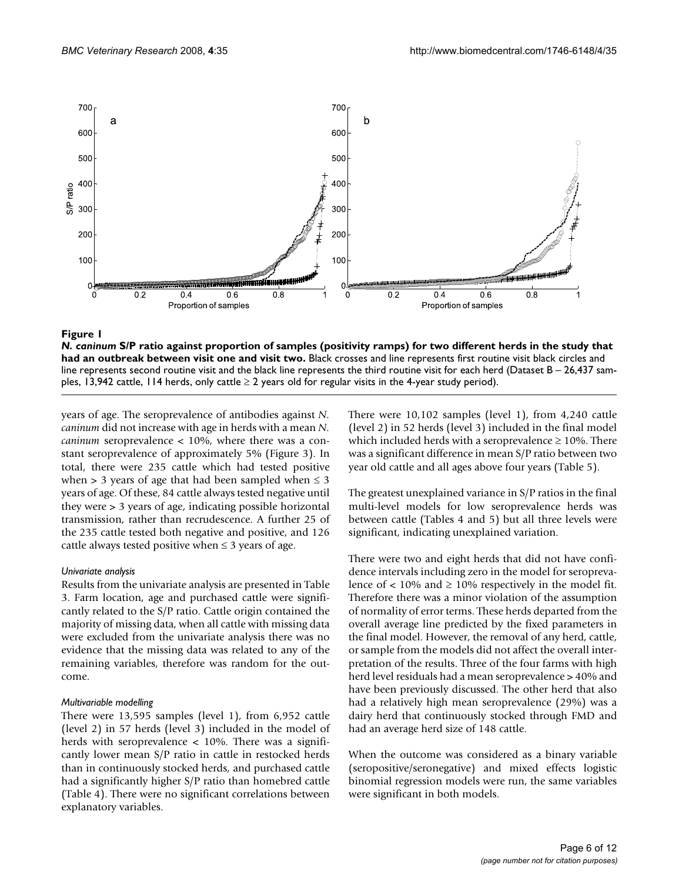**Figure 1**

***N. caninum* S/P ratio against proportion of samples (positivity ramps) for two different herds in the study that had an outbreak between visit one and visit two.** Black crosses and line represents first routine visit black circles and line represents second routine visit and the black line represents the third routine visit for each herd (Dataset B – 26,437 samples, 13,942 cattle, 114 herds, only cattle ≥ 2 years old for regular visits in the 4-year study period).

years of age. The seroprevalence of antibodies against *N. caninum* did not increase with age in herds with a mean *N. caninum* seroprevalence < 10%, where there was a constant seroprevalence of approximately 5% (Figure 3). In total, there were 235 cattle which had tested positive when > 3 years of age that had been sampled when ≤ 3 years of age. Of these, 84 cattle always tested negative until they were > 3 years of age, indicating possible horizontal transmission, rather than recrudescence. A further 25 of the 235 cattle tested both negative and positive, and 126 cattle always tested positive when ≤ 3 years of age.

### *Univariate analysis*

Results from the univariate analysis are presented in Table 3. Farm location, age and purchased cattle were significantly related to the S/P ratio. Cattle origin contained the majority of missing data, when all cattle with missing data were excluded from the univariate analysis there was no evidence that the missing data was related to any of the remaining variables, therefore was random for the outcome.

### *Multivariable modelling*

There were 13,595 samples (level 1), from 6,952 cattle (level 2) in 57 herds (level 3) included in the model of herds with seroprevalence < 10%. There was a significantly lower mean S/P ratio in cattle in restocked herds than in continuously stocked herds, and purchased cattle had a significantly higher S/P ratio than homebred cattle (Table 4). There were no significant correlations between explanatory variables.

There were 10,102 samples (level 1), from 4,240 cattle (level 2) in 52 herds (level 3) included in the final model which included herds with a seroprevalence ≥ 10%. There was a significant difference in mean S/P ratio between two year old cattle and all ages above four years (Table 5).

The greatest unexplained variance in S/P ratios in the final multi-level models for low seroprevalence herds was between cattle (Tables 4 and 5) but all three levels were significant, indicating unexplained variation.

There were two and eight herds that did not have confidence intervals including zero in the model for seroprevalence of < 10% and ≥ 10% respectively in the model fit. Therefore there was a minor violation of the assumption of normality of error terms. These herds departed from the overall average line predicted by the fixed parameters in the final model. However, the removal of any herd, cattle, or sample from the models did not affect the overall interpretation of the results. Three of the four farms with high herd level residuals had a mean seroprevalence > 40% and have been previously discussed. The other herd that also had a relatively high mean seroprevalence (29%) was a dairy herd that continuously stocked through FMD and had an average herd size of 148 cattle.

When the outcome was considered as a binary variable (seropositive/seronegative) and mixed effects logistic binomial regression models were run, the same variables were significant in both models.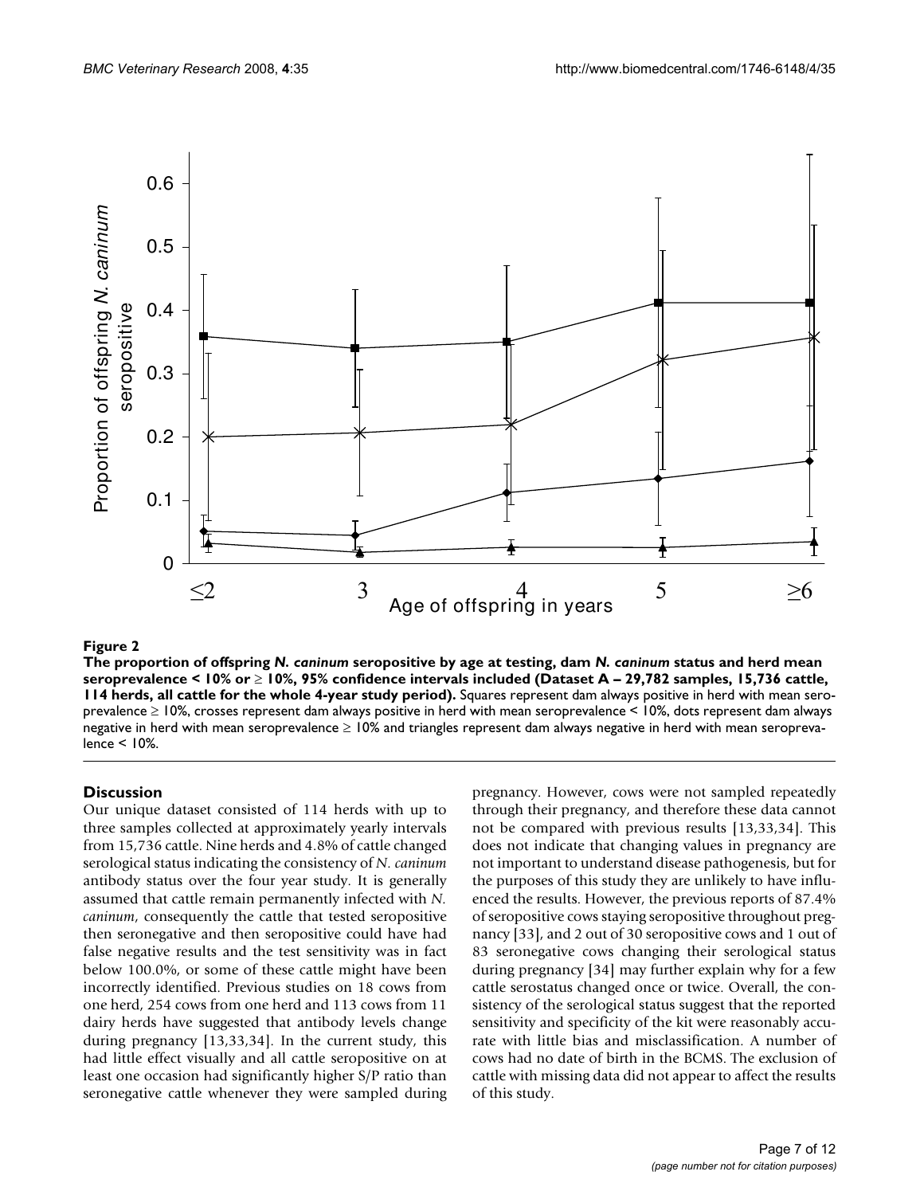**Figure 2**

**The proportion of offspring *N. caninum* seropositive by age at testing, dam *N. caninum* status and herd mean seroprevalence < 10% or ≥ 10%, 95% confidence intervals included (Dataset A – 29,782 samples, 15,736 cattle, 114 herds, all cattle for the whole 4-year study period).** Squares represent dam always positive in herd with mean seroprevalence ≥ 10%, crosses represent dam always positive in herd with mean seroprevalence < 10%, dots represent dam always negative in herd with mean seroprevalence ≥ 10% and triangles represent dam always negative in herd with mean seroprevalence < 10%.

## Discussion

Our unique dataset consisted of 114 herds with up to three samples collected at approximately yearly intervals from 15,736 cattle. Nine herds and 4.8% of cattle changed serological status indicating the consistency of *N. caninum* antibody status over the four year study. It is generally assumed that cattle remain permanently infected with *N. caninum*, consequently the cattle that tested seropositive then seronegative and then seropositive could have had false negative results and the test sensitivity was in fact below 100.0%, or some of these cattle might have been incorrectly identified. Previous studies on 18 cows from one herd, 254 cows from one herd and 113 cows from 11 dairy herds have suggested that antibody levels change during pregnancy [13,33,34]. In the current study, this had little effect visually and all cattle seropositive on at least one occasion had significantly higher S/P ratio than seronegative cattle whenever they were sampled during pregnancy. However, cows were not sampled repeatedly through their pregnancy, and therefore these data cannot not be compared with previous results [13,33,34]. This does not indicate that changing values in pregnancy are not important to understand disease pathogenesis, but for the purposes of this study they are unlikely to have influenced the results. However, the previous reports of 87.4% of seropositive cows staying seropositive throughout pregnancy [33], and 2 out of 30 seropositive cows and 1 out of 83 seronegative cows changing their serological status during pregnancy [34] may further explain why for a few cattle serostatus changed once or twice. Overall, the consistency of the serological status suggest that the reported sensitivity and specificity of the kit were reasonably accurate with little bias and misclassification. A number of cows had no date of birth in the BCMS. The exclusion of cattle with missing data did not appear to affect the results of this study.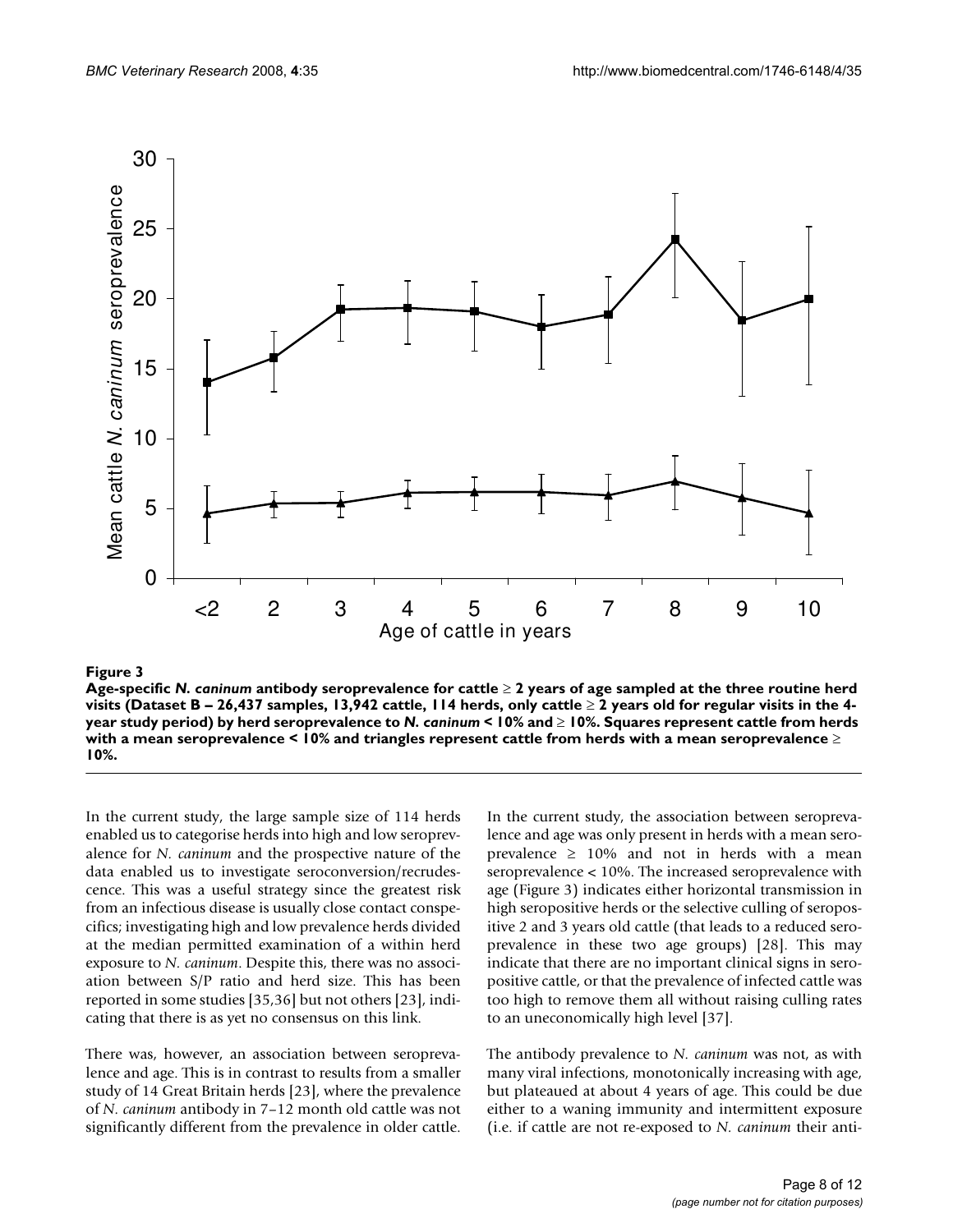**Figure 3**

**Age-specific *N. caninum* antibody seroprevalence for cattle ≥ 2 years of age sampled at the three routine herd visits (Dataset B – 26,437 samples, 13,942 cattle, 114 herds, only cattle ≥ 2 years old for regular visits in the 4-year study period) by herd seroprevalence to *N. caninum* < 10% and ≥ 10%. Squares represent cattle from herds with a mean seroprevalence < 10% and triangles represent cattle from herds with a mean seroprevalence ≥ 10%.**

In the current study, the large sample size of 114 herds enabled us to categorise herds into high and low seroprevalence for *N. caninum* and the prospective nature of the data enabled us to investigate seroconversion/recrudescence. This was a useful strategy since the greatest risk from an infectious disease is usually close contact conspecifics; investigating high and low prevalence herds divided at the median permitted examination of a within herd exposure to *N. caninum*. Despite this, there was no association between S/P ratio and herd size. This has been reported in some studies [35,36] but not others [23], indicating that there is as yet no consensus on this link.

There was, however, an association between seroprevalence and age. This is in contrast to results from a smaller study of 14 Great Britain herds [23], where the prevalence of *N. caninum* antibody in 7–12 month old cattle was not significantly different from the prevalence in older cattle. In the current study, the association between seroprevalence and age was only present in herds with a mean seroprevalence ≥ 10% and not in herds with a mean seroprevalence < 10%. The increased seroprevalence with age (Figure 3) indicates either horizontal transmission in high seropositive herds or the selective culling of seropositive 2 and 3 years old cattle (that leads to a reduced seroprevalence in these two age groups) [28]. This may indicate that there are no important clinical signs in seropositive cattle, or that the prevalence of infected cattle was too high to remove them all without raising culling rates to an uneconomically high level [37].

The antibody prevalence to *N. caninum* was not, as with many viral infections, monotonically increasing with age, but plateaued at about 4 years of age. This could be due either to a waning immunity and intermittent exposure (i.e. if cattle are not re-exposed to *N. caninum* their anti-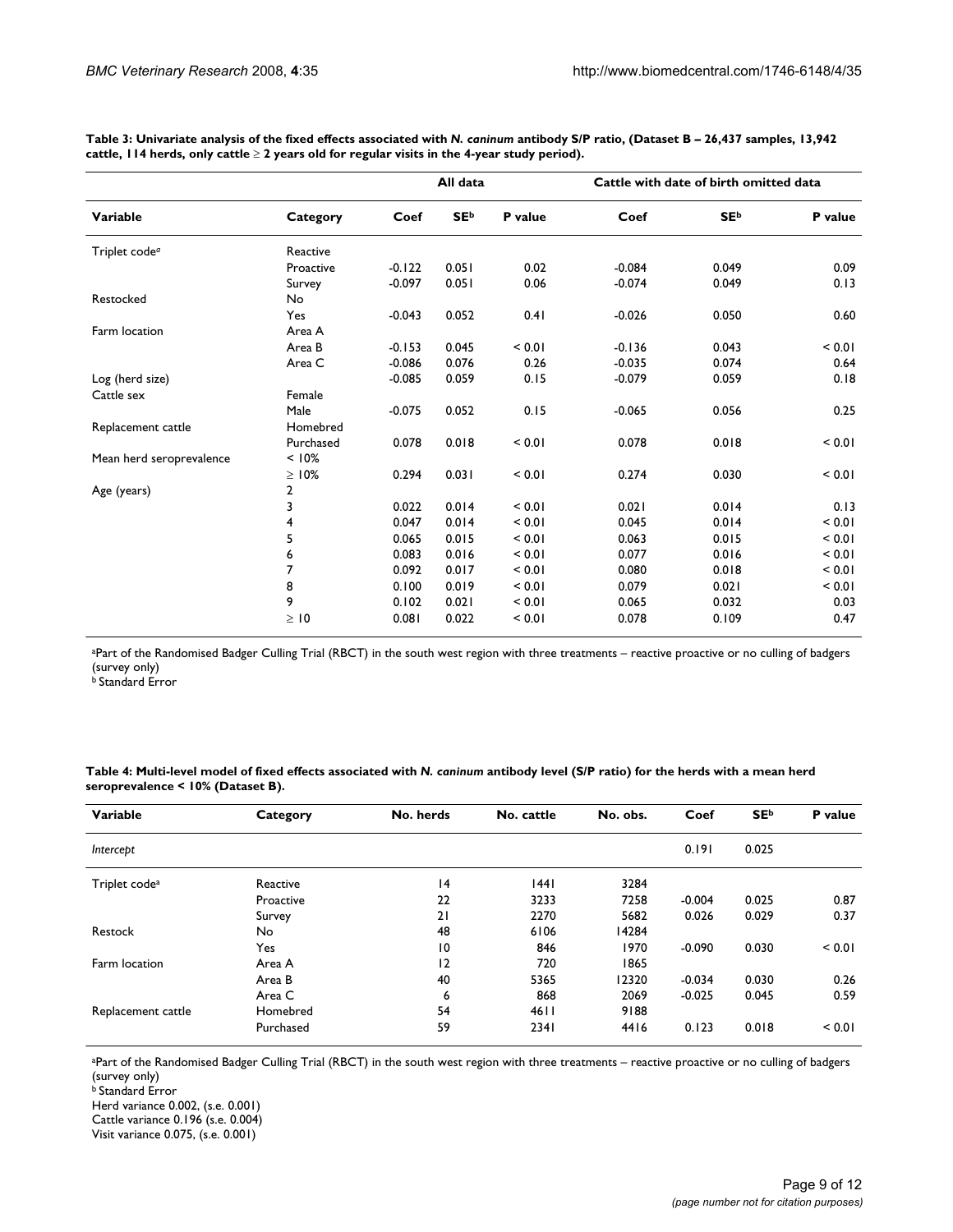**Table 3: Univariate analysis of the fixed effects associated with *N. caninum* antibody S/P ratio, (Dataset B – 26,437 samples, 13,942 cattle, 114 herds, only cattle ≥ 2 years old for regular visits in the 4-year study period).**

| | | All data | | | Cattle with date of birth omitted data | | |
|---|---|---|---|---|---|---|---|
| **Variable** | **Category** | **Coef** | **SE[b]** | **P value** | **Coef** | **SE[b]** | **P value** |
| Triplet code[a] | Reactive | | | | | | |
| | Proactive | -0.122 | 0.051 | 0.02 | -0.084 | 0.049 | 0.09 |
| | Survey | -0.097 | 0.051 | 0.06 | -0.074 | 0.049 | 0.13 |
| Restocked | No | | | | | | |
| | Yes | -0.043 | 0.052 | 0.41 | -0.026 | 0.050 | 0.60 |
| Farm location | Area A | | | | | | |
| | Area B | -0.153 | 0.045 | < 0.01 | -0.136 | 0.043 | < 0.01 |
| | Area C | -0.086 | 0.076 | 0.26 | -0.035 | 0.074 | 0.64 |
| Log (herd size) | | -0.085 | 0.059 | 0.15 | -0.079 | 0.059 | 0.18 |
| Cattle sex | Female | | | | | | |
| | Male | -0.075 | 0.052 | 0.15 | -0.065 | 0.056 | 0.25 |
| Replacement cattle | Homebred | | | | | | |
| | Purchased | 0.078 | 0.018 | < 0.01 | 0.078 | 0.018 | < 0.01 |
| Mean herd seroprevalence | < 10% | | | | | | |
| | ≥ 10% | 0.294 | 0.031 | < 0.01 | 0.274 | 0.030 | < 0.01 |
| Age (years) | 2 | | | | | | |
| | 3 | 0.022 | 0.014 | < 0.01 | 0.021 | 0.014 | 0.13 |
| | 4 | 0.047 | 0.014 | < 0.01 | 0.045 | 0.014 | < 0.01 |
| | 5 | 0.065 | 0.015 | < 0.01 | 0.063 | 0.015 | < 0.01 |
| | 6 | 0.083 | 0.016 | < 0.01 | 0.077 | 0.016 | < 0.01 |
| | 7 | 0.092 | 0.017 | < 0.01 | 0.080 | 0.018 | < 0.01 |
| | 8 | 0.100 | 0.019 | < 0.01 | 0.079 | 0.021 | < 0.01 |
| | 9 | 0.102 | 0.021 | < 0.01 | 0.065 | 0.032 | 0.03 |
| | ≥ 10 | 0.081 | 0.022 | < 0.01 | 0.078 | 0.109 | 0.47 |

[a]Part of the Randomised Badger Culling Trial (RBCT) in the south west region with three treatments – reactive proactive or no culling of badgers (survey only)
[b] Standard Error

**Table 4: Multi-level model of fixed effects associated with *N. caninum* antibody level (S/P ratio) for the herds with a mean herd seroprevalence < 10% (Dataset B).**

| **Variable** | **Category** | **No. herds** | **No. cattle** | **No. obs.** | **Coef** | **SE[b]** | **P value** |
|---|---|---|---|---|---|---|---|
| *Intercept* | | | | | 0.191 | 0.025 | |
| Triplet code[a] | Reactive | 14 | 1441 | 3284 | | | |
| | Proactive | 22 | 3233 | 7258 | -0.004 | 0.025 | 0.87 |
| | Survey | 21 | 2270 | 5682 | 0.026 | 0.029 | 0.37 |
| Restock | No | 48 | 6106 | 14284 | | | |
| | Yes | 10 | 846 | 1970 | -0.090 | 0.030 | < 0.01 |
| Farm location | Area A | 12 | 720 | 1865 | | | |
| | Area B | 40 | 5365 | 12320 | -0.034 | 0.030 | 0.26 |
| | Area C | 6 | 868 | 2069 | -0.025 | 0.045 | 0.59 |
| Replacement cattle | Homebred | 54 | 4611 | 9188 | | | |
| | Purchased | 59 | 2341 | 4416 | 0.123 | 0.018 | < 0.01 |

[a]Part of the Randomised Badger Culling Trial (RBCT) in the south west region with three treatments – reactive proactive or no culling of badgers (survey only)
[b] Standard Error
Herd variance 0.002, (s.e. 0.001)
Cattle variance 0.196 (s.e. 0.004)
Visit variance 0.075, (s.e. 0.001)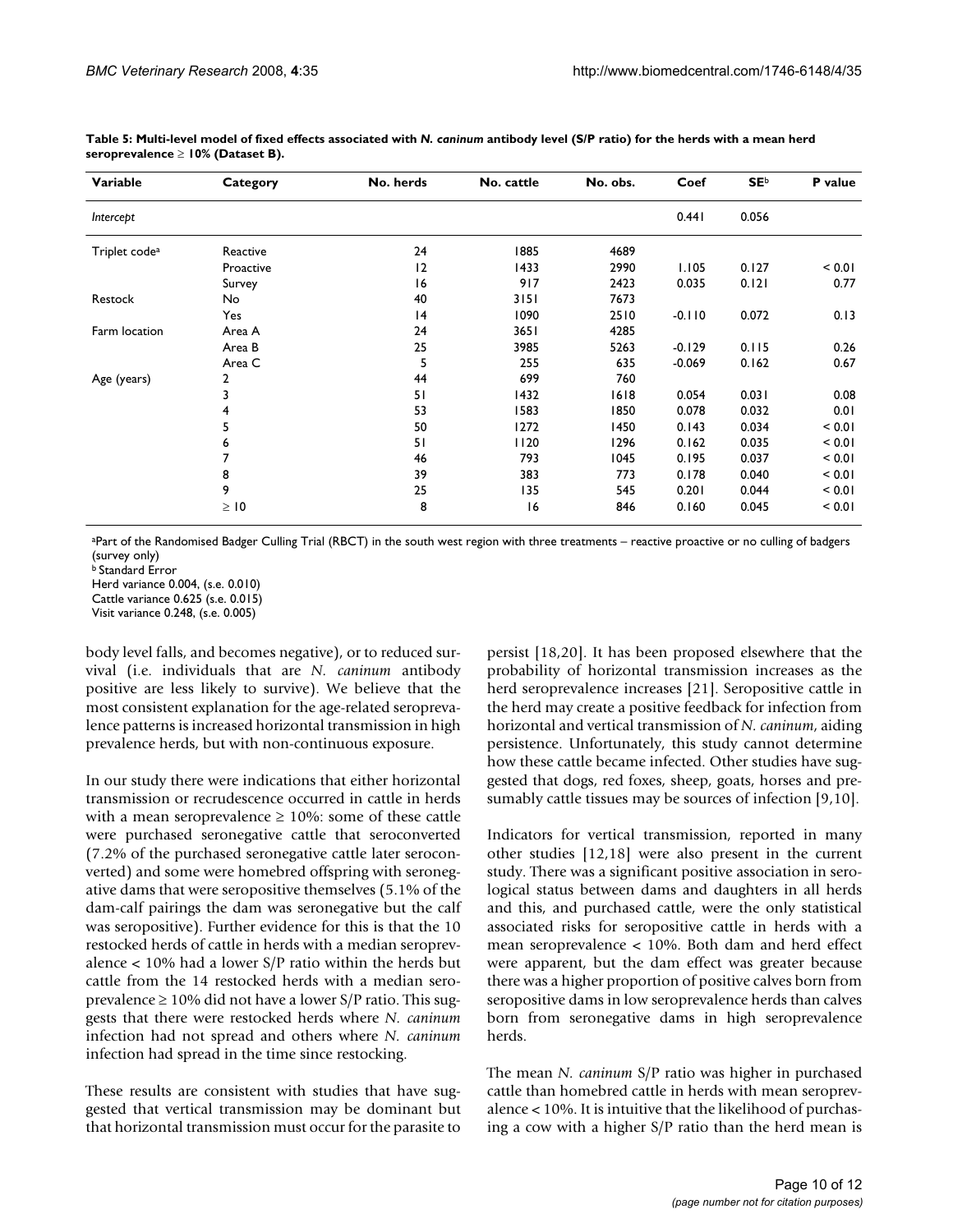**Table 5: Multi-level model of fixed effects associated with *N. caninum* antibody level (S/P ratio) for the herds with a mean herd seroprevalence ≥ 10% (Dataset B).**

| Variable | Category | No. herds | No. cattle | No. obs. | Coef | SE[b] | P value |
|---|---|---|---|---|---|---|---|
| *Intercept* | | | | | 0.441 | 0.056 | |
| Triplet code[a] | Reactive | 24 | 1885 | 4689 | | | |
| | Proactive | 12 | 1433 | 2990 | 1.105 | 0.127 | < 0.01 |
| | Survey | 16 | 917 | 2423 | 0.035 | 0.121 | 0.77 |
| Restock | No | 40 | 3151 | 7673 | | | |
| | Yes | 14 | 1090 | 2510 | -0.110 | 0.072 | 0.13 |
| Farm location | Area A | 24 | 3651 | 4285 | | | |
| | Area B | 25 | 3985 | 5263 | -0.129 | 0.115 | 0.26 |
| | Area C | 5 | 255 | 635 | -0.069 | 0.162 | 0.67 |
| Age (years) | 2 | 44 | 699 | 760 | | | |
| | 3 | 51 | 1432 | 1618 | 0.054 | 0.031 | 0.08 |
| | 4 | 53 | 1583 | 1850 | 0.078 | 0.032 | 0.01 |
| | 5 | 50 | 1272 | 1450 | 0.143 | 0.034 | < 0.01 |
| | 6 | 51 | 1120 | 1296 | 0.162 | 0.035 | < 0.01 |
| | 7 | 46 | 793 | 1045 | 0.195 | 0.037 | < 0.01 |
| | 8 | 39 | 383 | 773 | 0.178 | 0.040 | < 0.01 |
| | 9 | 25 | 135 | 545 | 0.201 | 0.044 | < 0.01 |
| | ≥ 10 | 8 | 16 | 846 | 0.160 | 0.045 | < 0.01 |

[a]Part of the Randomised Badger Culling Trial (RBCT) in the south west region with three treatments – reactive proactive or no culling of badgers (survey only)
[b] Standard Error
Herd variance 0.004, (s.e. 0.010)
Cattle variance 0.625 (s.e. 0.015)
Visit variance 0.248, (s.e. 0.005)

body level falls, and becomes negative), or to reduced survival (i.e. individuals that are *N. caninum* antibody positive are less likely to survive). We believe that the most consistent explanation for the age-related seroprevalence patterns is increased horizontal transmission in high prevalence herds, but with non-continuous exposure.

In our study there were indications that either horizontal transmission or recrudescence occurred in cattle in herds with a mean seroprevalence ≥ 10%: some of these cattle were purchased seronegative cattle that seroconverted (7.2% of the purchased seronegative cattle later seroconverted) and some were homebred offspring with seronegative dams that were seropositive themselves (5.1% of the dam-calf pairings the dam was seronegative but the calf was seropositive). Further evidence for this is that the 10 restocked herds of cattle in herds with a median seroprevalence < 10% had a lower S/P ratio within the herds but cattle from the 14 restocked herds with a median seroprevalence ≥ 10% did not have a lower S/P ratio. This suggests that there were restocked herds where *N. caninum* infection had not spread and others where *N. caninum* infection had spread in the time since restocking.

These results are consistent with studies that have suggested that vertical transmission may be dominant but that horizontal transmission must occur for the parasite to persist [18,20]. It has been proposed elsewhere that the probability of horizontal transmission increases as the herd seroprevalence increases [21]. Seropositive cattle in the herd may create a positive feedback for infection from horizontal and vertical transmission of *N. caninum*, aiding persistence. Unfortunately, this study cannot determine how these cattle became infected. Other studies have suggested that dogs, red foxes, sheep, goats, horses and presumably cattle tissues may be sources of infection [9,10].

Indicators for vertical transmission, reported in many other studies [12,18] were also present in the current study. There was a significant positive association in serological status between dams and daughters in all herds and this, and purchased cattle, were the only statistical associated risks for seropositive cattle in herds with a mean seroprevalence < 10%. Both dam and herd effect were apparent, but the dam effect was greater because there was a higher proportion of positive calves born from seropositive dams in low seroprevalence herds than calves born from seronegative dams in high seroprevalence herds.

The mean *N. caninum* S/P ratio was higher in purchased cattle than homebred cattle in herds with mean seroprevalence < 10%. It is intuitive that the likelihood of purchasing a cow with a higher S/P ratio than the herd mean is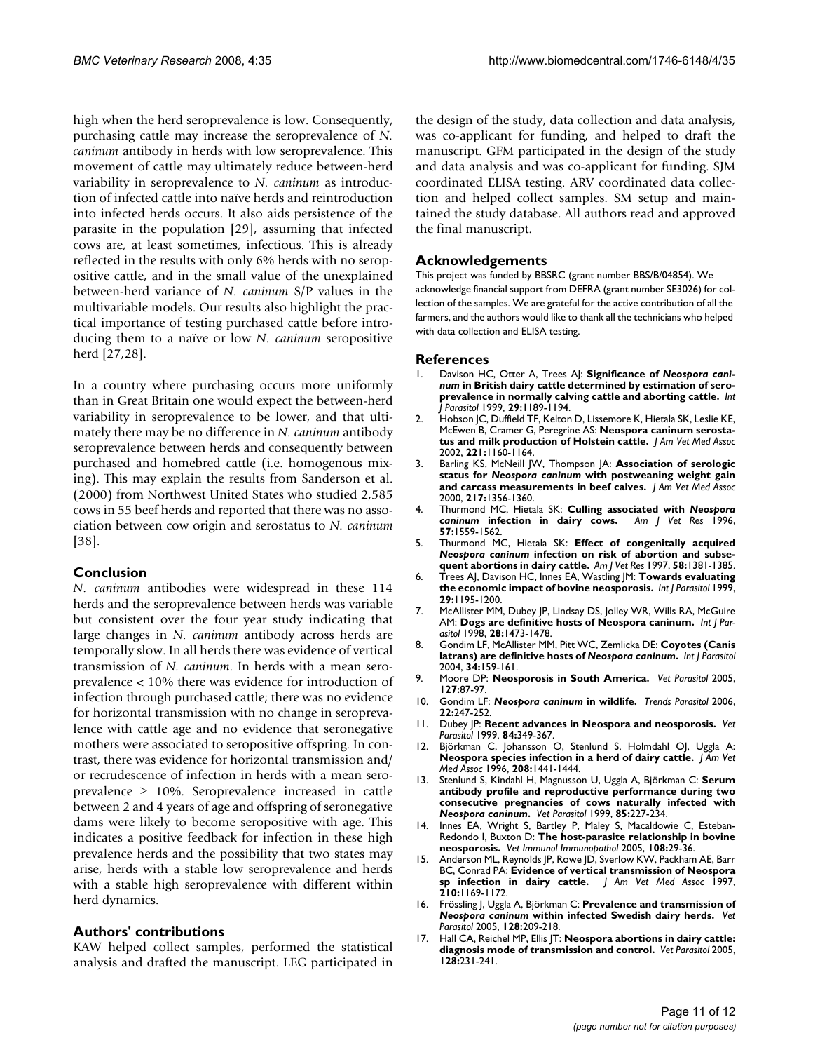high when the herd seroprevalence is low. Consequently, purchasing cattle may increase the seroprevalence of *N. caninum* antibody in herds with low seroprevalence. This movement of cattle may ultimately reduce between-herd variability in seroprevalence to *N. caninum* as introduction of infected cattle into naïve herds and reintroduction into infected herds occurs. It also aids persistence of the parasite in the population [29], assuming that infected cows are, at least sometimes, infectious. This is already reflected in the results with only 6% herds with no seropositive cattle, and in the small value of the unexplained between-herd variance of *N. caninum* S/P values in the multivariable models. Our results also highlight the practical importance of testing purchased cattle before introducing them to a naïve or low *N. caninum* seropositive herd [27,28].

In a country where purchasing occurs more uniformly than in Great Britain one would expect the between-herd variability in seroprevalence to be lower, and that ultimately there may be no difference in *N. caninum* antibody seroprevalence between herds and consequently between purchased and homebred cattle (i.e. homogenous mixing). This may explain the results from Sanderson et al. (2000) from Northwest United States who studied 2,585 cows in 55 beef herds and reported that there was no association between cow origin and serostatus to *N. caninum* [38].

## Conclusion

*N. caninum* antibodies were widespread in these 114 herds and the seroprevalence between herds was variable but consistent over the four year study indicating that large changes in *N. caninum* antibody across herds are temporally slow. In all herds there was evidence of vertical transmission of *N. caninum*. In herds with a mean seroprevalence < 10% there was evidence for introduction of infection through purchased cattle; there was no evidence for horizontal transmission with no change in seroprevalence with cattle age and no evidence that seronegative mothers were associated to seropositive offspring. In contrast, there was evidence for horizontal transmission and/or recrudescence of infection in herds with a mean seroprevalence ≥ 10%. Seroprevalence increased in cattle between 2 and 4 years of age and offspring of seronegative dams were likely to become seropositive with age. This indicates a positive feedback for infection in these high prevalence herds and the possibility that two states may arise, herds with a stable low seroprevalence and herds with a stable high seroprevalence with different within herd dynamics.

## Authors' contributions

KAW helped collect samples, performed the statistical analysis and drafted the manuscript. LEG participated in the design of the study, data collection and data analysis, was co-applicant for funding, and helped to draft the manuscript. GFM participated in the design of the study and data analysis and was co-applicant for funding. SJM coordinated ELISA testing. ARV coordinated data collection and helped collect samples. SM setup and maintained the study database. All authors read and approved the final manuscript.

## Acknowledgements

This project was funded by BBSRC (grant number BBS/B/04854). We acknowledge financial support from DEFRA (grant number SE3026) for collection of the samples. We are grateful for the active contribution of all the farmers, and the authors would like to thank all the technicians who helped with data collection and ELISA testing.

## References

1. Davison HC, Otter A, Trees AJ: **Significance of *Neospora caninum* in British dairy cattle determined by estimation of seroprevalence in normally calving cattle and aborting cattle.** *Int J Parasitol* 1999, **29:**1189-1194.
2. Hobson JC, Duffield TF, Kelton D, Lissemore K, Hietala SK, Leslie KE, McEwen B, Cramer G, Peregrine AS: **Neospora caninum serostatus and milk production of Holstein cattle.** *J Am Vet Med Assoc* 2002, **221:**1160-1164.
3. Barling KS, McNeill JW, Thompson JA: **Association of serologic status for *Neospora caninum* with postweaning weight gain and carcass measurements in beef calves.** *J Am Vet Med Assoc* 2000, **217:**1356-1360.
4. Thurmond MC, Hietala SK: **Culling associated with *Neospora caninum* infection in dairy cows.** *Am J Vet Res* 1996, **57:**1559-1562.
5. Thurmond MC, Hietala SK: **Effect of congenitally acquired *Neospora caninum* infection on risk of abortion and subsequent abortions in dairy cattle.** *Am J Vet Res* 1997, **58:**1381-1385.
6. Trees AJ, Davison HC, Innes EA, Wastling JM: **Towards evaluating the economic impact of bovine neosporosis.** *Int J Parasitol* 1999, **29:**1195-1200.
7. McAllister MM, Dubey JP, Lindsay DS, Jolley WR, Wills RA, McGuire AM: **Dogs are definitive hosts of Neospora caninum.** *Int J Parasitol* 1998, **28:**1473-1478.
8. Gondim LF, McAllister MM, Pitt WC, Zemlicka DE: **Coyotes (Canis latrans) are definitive hosts of *Neospora caninum*.** *Int J Parasitol* 2004, **34:**159-161.
9. Moore DP: **Neosporosis in South America.** *Vet Parasitol* 2005, **127:**87-97.
10. Gondim LF: ***Neospora caninum* in wildlife.** *Trends Parasitol* 2006, **22:**247-252.
11. Dubey JP: **Recent advances in Neospora and neosporosis.** *Vet Parasitol* 1999, **84:**349-367.
12. Björkman C, Johansson O, Stenlund S, Holmdahl OJ, Uggla A: **Neospora species infection in a herd of dairy cattle.** *J Am Vet Med Assoc* 1996, **208:**1441-1444.
13. Stenlund S, Kindahl H, Magnusson U, Uggla A, Björkman C: **Serum antibody profile and reproductive performance during two consecutive pregnancies of cows naturally infected with *Neospora caninum*.** *Vet Parasitol* 1999, **85:**227-234.
14. Innes EA, Wright S, Bartley P, Maley S, Macaldowie C, Esteban-Redondo I, Buxton D: **The host-parasite relationship in bovine neosporosis.** *Vet Immunol Immunopathol* 2005, **108:**29-36.
15. Anderson ML, Reynolds JP, Rowe JD, Sverlow KW, Packham AE, Barr BC, Conrad PA: **Evidence of vertical transmission of Neospora sp infection in dairy cattle.** *J Am Vet Med Assoc* 1997, **210:**1169-1172.
16. Frössling J, Uggla A, Björkman C: **Prevalence and transmission of *Neospora caninum* within infected Swedish dairy herds.** *Vet Parasitol* 2005, **128:**209-218.
17. Hall CA, Reichel MP, Ellis JT: **Neospora abortions in dairy cattle: diagnosis mode of transmission and control.** *Vet Parasitol* 2005, **128:**231-241.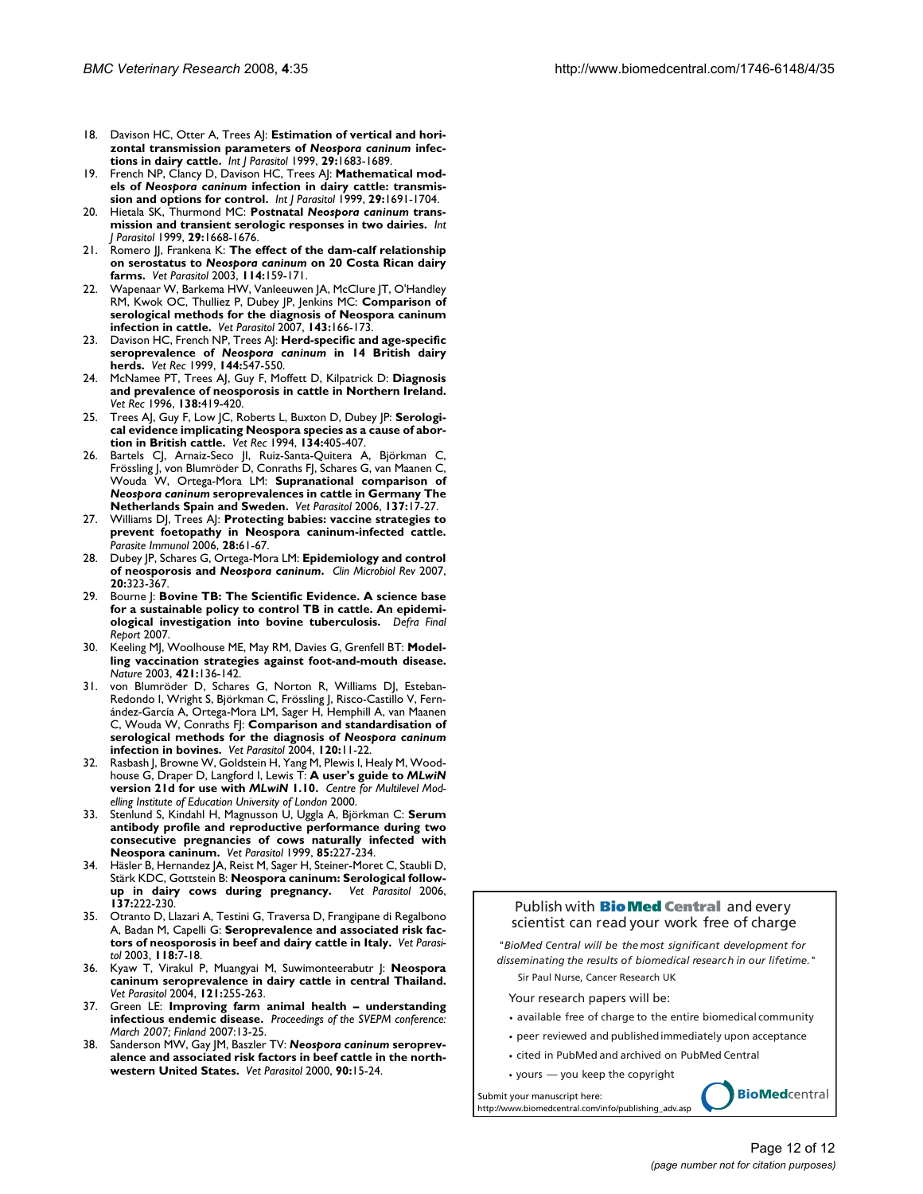18. Davison HC, Otter A, Trees AJ: **Estimation of vertical and horizontal transmission parameters of *Neospora caninum* infections in dairy cattle.** *Int J Parasitol* 1999, **29:**1683-1689.
19. French NP, Clancy D, Davison HC, Trees AJ: **Mathematical models of *Neospora caninum* infection in dairy cattle: transmission and options for control.** *Int J Parasitol* 1999, **29:**1691-1704.
20. Hietala SK, Thurmond MC: **Postnatal *Neospora caninum* transmission and transient serologic responses in two dairies.** *Int J Parasitol* 1999, **29:**1668-1676.
21. Romero JJ, Frankena K: **The effect of the dam-calf relationship on serostatus to *Neospora caninum* on 20 Costa Rican dairy farms.** *Vet Parasitol* 2003, **114:**159-171.
22. Wapenaar W, Barkema HW, Vanleeuwen JA, McClure JT, O'Handley RM, Kwok OC, Thulliez P, Dubey JP, Jenkins MC: **Comparison of serological methods for the diagnosis of Neospora caninum infection in cattle.** *Vet Parasitol* 2007, **143:**166-173.
23. Davison HC, French NP, Trees AJ: **Herd-specific and age-specific seroprevalence of *Neospora caninum* in 14 British dairy herds.** *Vet Rec* 1999, **144:**547-550.
24. McNamee PT, Trees AJ, Guy F, Moffett D, Kilpatrick D: **Diagnosis and prevalence of neosporosis in cattle in Northern Ireland.** *Vet Rec* 1996, **138:**419-420.
25. Trees AJ, Guy F, Low JC, Roberts L, Buxton D, Dubey JP: **Serological evidence implicating Neospora species as a cause of abortion in British cattle.** *Vet Rec* 1994, **134:**405-407.
26. Bartels CJ, Arnaiz-Seco JI, Ruiz-Santa-Quitera A, Björkman C, Frössling J, von Blumröder D, Conraths FJ, Schares G, van Maanen C, Wouda W, Ortega-Mora LM: **Supranational comparison of *Neospora caninum* seroprevalences in cattle in Germany The Netherlands Spain and Sweden.** *Vet Parasitol* 2006, **137:**17-27.
27. Williams DJ, Trees AJ: **Protecting babies: vaccine strategies to prevent foetopathy in Neospora caninum-infected cattle.** *Parasite Immunol* 2006, **28:**61-67.
28. Dubey JP, Schares G, Ortega-Mora LM: **Epidemiology and control of neosporosis and *Neospora caninum*.** *Clin Microbiol Rev* 2007, **20:**323-367.
29. Bourne J: **Bovine TB: The Scientific Evidence. A science base for a sustainable policy to control TB in cattle. An epidemiological investigation into bovine tuberculosis.** *Defra Final Report* 2007.
30. Keeling MJ, Woolhouse ME, May RM, Davies G, Grenfell BT: **Modelling vaccination strategies against foot-and-mouth disease.** *Nature* 2003, **421:**136-142.
31. von Blumröder D, Schares G, Norton R, Williams DJ, Esteban-Redondo I, Wright S, Björkman C, Frössling J, Risco-Castillo V, Fernández-García A, Ortega-Mora LM, Sager H, Hemphill A, van Maanen C, Wouda W, Conraths FJ: **Comparison and standardisation of serological methods for the diagnosis of *Neospora caninum* infection in bovines.** *Vet Parasitol* 2004, **120:**11-22.
32. Rasbash J, Browne W, Goldstein H, Yang M, Plewis I, Healy M, Woodhouse G, Draper D, Langford I, Lewis T: **A user's guide to *MLwiN* version 21d for use with *MLwiN* 1.10.** *Centre for Multilevel Modelling Institute of Education University of London* 2000.
33. Stenlund S, Kindahl H, Magnusson U, Uggla A, Björkman C: **Serum antibody profile and reproductive performance during two consecutive pregnancies of cows naturally infected with Neospora caninum.** *Vet Parasitol* 1999, **85:**227-234.
34. Häsler B, Hernandez JA, Reist M, Sager H, Steiner-Moret C, Staubli D, Stärk KDC, Gottstein B: **Neospora caninum: Serological follow-up in dairy cows during pregnancy.** *Vet Parasitol* 2006, **137:**222-230.
35. Otranto D, Llazari A, Testini G, Traversa D, Frangipane di Regalbono A, Badan M, Capelli G: **Seroprevalence and associated risk factors of neosporosis in beef and dairy cattle in Italy.** *Vet Parasitol* 2003, **118:**7-18.
36. Kyaw T, Virakul P, Muangyai M, Suwimonteerabutr J: **Neospora caninum seroprevalence in dairy cattle in central Thailand.** *Vet Parasitol* 2004, **121:**255-263.
37. Green LE: **Improving farm animal health – understanding infectious endemic disease.** *Proceedings of the SVEPM conference: March 2007; Finland* 2007:13-25.
38. Sanderson MW, Gay JM, Baszler TV: ***Neospora caninum* seroprevalence and associated risk factors in beef cattle in the northwestern United States.** *Vet Parasitol* 2000, **90:**15-24.

Publish with **BioMed Central** and every scientist can read your work free of charge

*"BioMed Central will be the most significant development for disseminating the results of biomedical research in our lifetime."*

Sir Paul Nurse, Cancer Research UK

Your research papers will be:

- available free of charge to the entire biomedical community
- peer reviewed and published immediately upon acceptance
- cited in PubMed and archived on PubMed Central
- yours — you keep the copyright

Submit your manuscript here:
http://www.biomedcentral.com/info/publishing_adv.asp

**BioMed**central